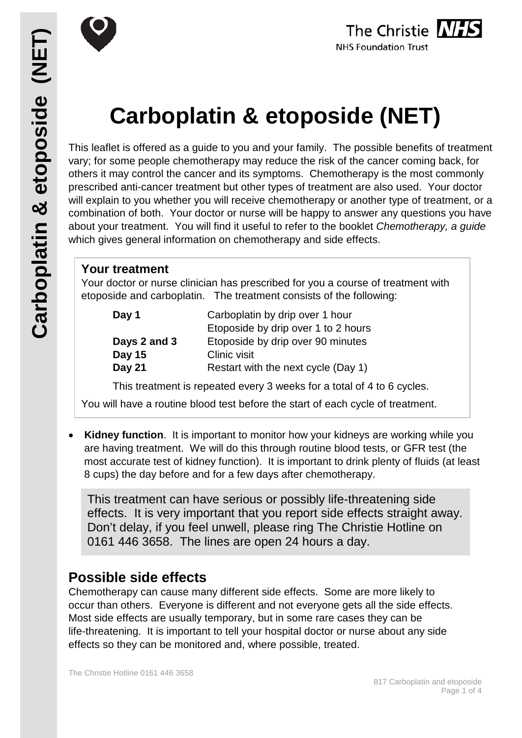# Carboplatin & etoposide (NET)

This leaflet is offered as a guide to you and your family. The possible benefits of treatment vary; for some people chemotherapy may reduce the risk of the cancer coming back, for others it may control the cancer and its symptoms. Chemotherapy is the most commonly prescribed anti-cancer treatment but other types of treatment are also used. Your doctor will explain to you whether you will receive chemotherapy or another type of treatment, or a combination of both. Your doctor or nurse will be happy to answer any questions you have about your treatment. You will find it useful to refer to the booklet *Chemotherapy, a guide* which gives general information on chemotherapy and side effects.

### Your treatment

Your doctor or nurse clinician has prescribed for you a course of treatment with etoposide and carboplatin. The treatment consists of the following:

| | |
|---|---|
| **Day 1** | Carboplatin by drip over 1 hour |
| | Etoposide by drip over 1 to 2 hours |
| **Days 2 and 3** | Etoposide by drip over 90 minutes |
| **Day 15** | Clinic visit |
| **Day 21** | Restart with the next cycle (Day 1) |

This treatment is repeated every 3 weeks for a total of 4 to 6 cycles.

You will have a routine blood test before the start of each cycle of treatment.

- **Kidney function**. It is important to monitor how your kidneys are working while you are having treatment. We will do this through routine blood tests, or GFR test (the most accurate test of kidney function). It is important to drink plenty of fluids (at least 8 cups) the day before and for a few days after chemotherapy.

This treatment can have serious or possibly life-threatening side effects. It is very important that you report side effects straight away. Don't delay, if you feel unwell, please ring The Christie Hotline on 0161 446 3658. The lines are open 24 hours a day.

## Possible side effects

Chemotherapy can cause many different side effects. Some are more likely to occur than others. Everyone is different and not everyone gets all the side effects. Most side effects are usually temporary, but in some rare cases they can be life-threatening. It is important to tell your hospital doctor or nurse about any side effects so they can be monitored and, where possible, treated.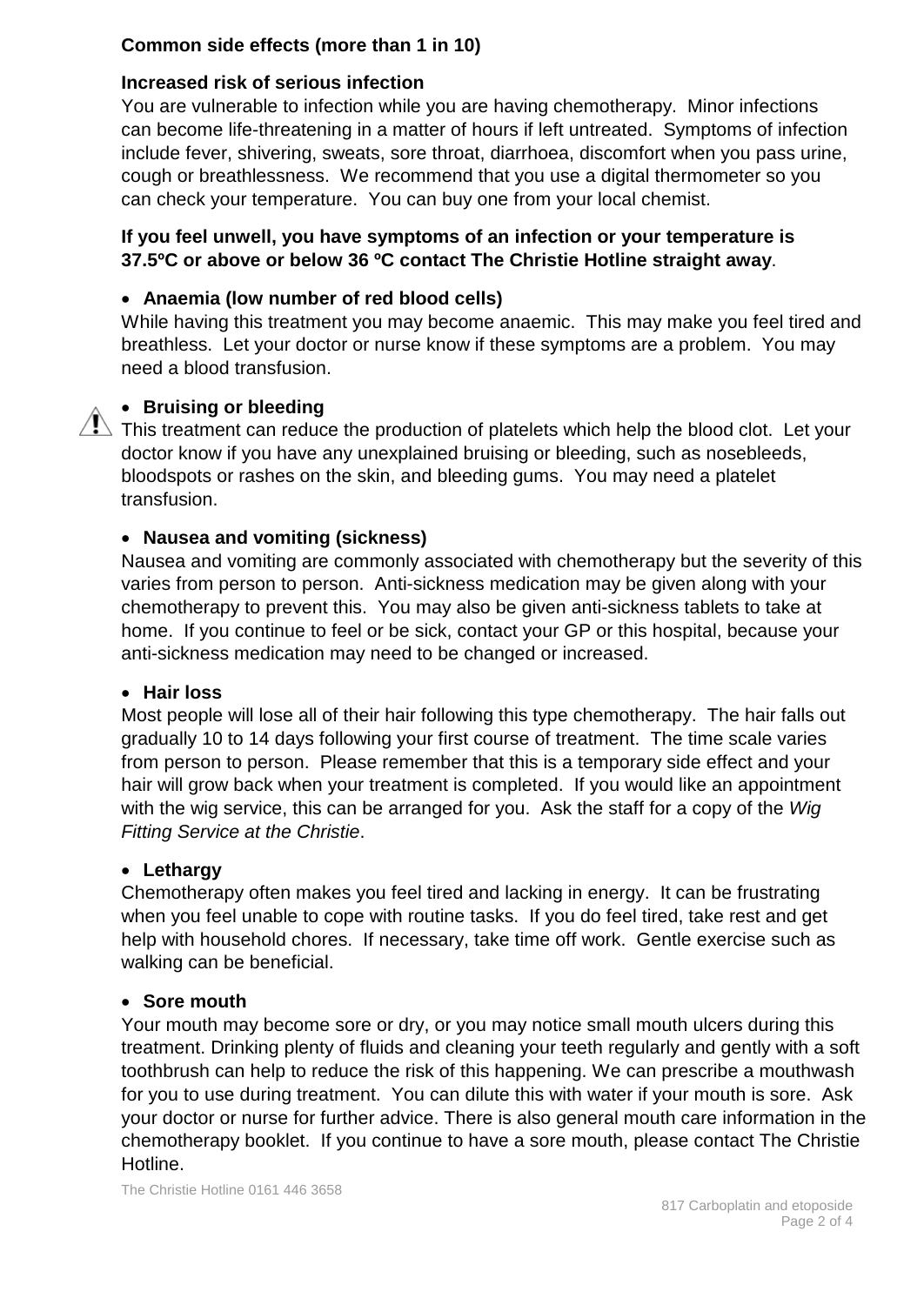**Common side effects (more than 1 in 10)**

**Increased risk of serious infection**

You are vulnerable to infection while you are having chemotherapy. Minor infections can become life-threatening in a matter of hours if left untreated. Symptoms of infection include fever, shivering, sweats, sore throat, diarrhoea, discomfort when you pass urine, cough or breathlessness. We recommend that you use a digital thermometer so you can check your temperature. You can buy one from your local chemist.

**If you feel unwell, you have symptoms of an infection or your temperature is 37.5ºC or above or below 36 ºC contact The Christie Hotline straight away**.

- **Anaemia (low number of red blood cells)**

While having this treatment you may become anaemic. This may make you feel tired and breathless. Let your doctor or nurse know if these symptoms are a problem. You may need a blood transfusion.

- **Bruising or bleeding**

This treatment can reduce the production of platelets which help the blood clot. Let your doctor know if you have any unexplained bruising or bleeding, such as nosebleeds, bloodspots or rashes on the skin, and bleeding gums. You may need a platelet transfusion.

- **Nausea and vomiting (sickness)**

Nausea and vomiting are commonly associated with chemotherapy but the severity of this varies from person to person. Anti-sickness medication may be given along with your chemotherapy to prevent this. You may also be given anti-sickness tablets to take at home. If you continue to feel or be sick, contact your GP or this hospital, because your anti-sickness medication may need to be changed or increased.

- **Hair loss**

Most people will lose all of their hair following this type chemotherapy. The hair falls out gradually 10 to 14 days following your first course of treatment. The time scale varies from person to person. Please remember that this is a temporary side effect and your hair will grow back when your treatment is completed. If you would like an appointment with the wig service, this can be arranged for you. Ask the staff for a copy of the *Wig Fitting Service at the Christie*.

- **Lethargy**

Chemotherapy often makes you feel tired and lacking in energy. It can be frustrating when you feel unable to cope with routine tasks. If you do feel tired, take rest and get help with household chores. If necessary, take time off work. Gentle exercise such as walking can be beneficial.

- **Sore mouth**

Your mouth may become sore or dry, or you may notice small mouth ulcers during this treatment. Drinking plenty of fluids and cleaning your teeth regularly and gently with a soft toothbrush can help to reduce the risk of this happening. We can prescribe a mouthwash for you to use during treatment. You can dilute this with water if your mouth is sore. Ask your doctor or nurse for further advice. There is also general mouth care information in the chemotherapy booklet. If you continue to have a sore mouth, please contact The Christie Hotline.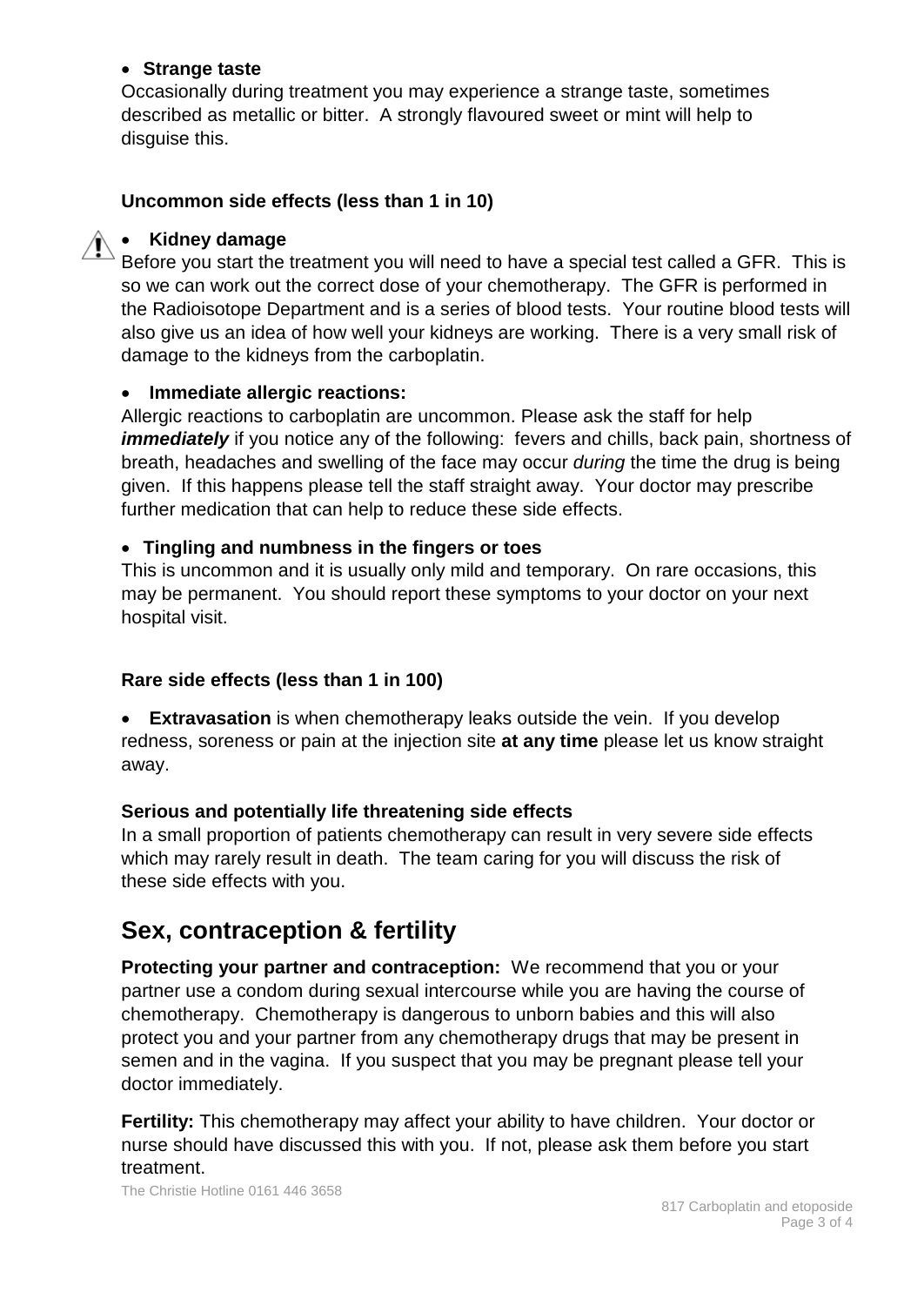- **Strange taste**

Occasionally during treatment you may experience a strange taste, sometimes described as metallic or bitter. A strongly flavoured sweet or mint will help to disguise this.

### Uncommon side effects (less than 1 in 10)

- **Kidney damage**

Before you start the treatment you will need to have a special test called a GFR. This is so we can work out the correct dose of your chemotherapy. The GFR is performed in the Radioisotope Department and is a series of blood tests. Your routine blood tests will also give us an idea of how well your kidneys are working. There is a very small risk of damage to the kidneys from the carboplatin.

- **Immediate allergic reactions:**

Allergic reactions to carboplatin are uncommon. Please ask the staff for help ***immediately*** if you notice any of the following: fevers and chills, back pain, shortness of breath, headaches and swelling of the face may occur *during* the time the drug is being given. If this happens please tell the staff straight away. Your doctor may prescribe further medication that can help to reduce these side effects.

- **Tingling and numbness in the fingers or toes**

This is uncommon and it is usually only mild and temporary. On rare occasions, this may be permanent. You should report these symptoms to your doctor on your next hospital visit.

### Rare side effects (less than 1 in 100)

- **Extravasation** is when chemotherapy leaks outside the vein. If you develop redness, soreness or pain at the injection site **at any time** please let us know straight away.

### Serious and potentially life threatening side effects

In a small proportion of patients chemotherapy can result in very severe side effects which may rarely result in death. The team caring for you will discuss the risk of these side effects with you.

## Sex, contraception & fertility

**Protecting your partner and contraception:** We recommend that you or your partner use a condom during sexual intercourse while you are having the course of chemotherapy. Chemotherapy is dangerous to unborn babies and this will also protect you and your partner from any chemotherapy drugs that may be present in semen and in the vagina. If you suspect that you may be pregnant please tell your doctor immediately.

**Fertility:** This chemotherapy may affect your ability to have children. Your doctor or nurse should have discussed this with you. If not, please ask them before you start treatment.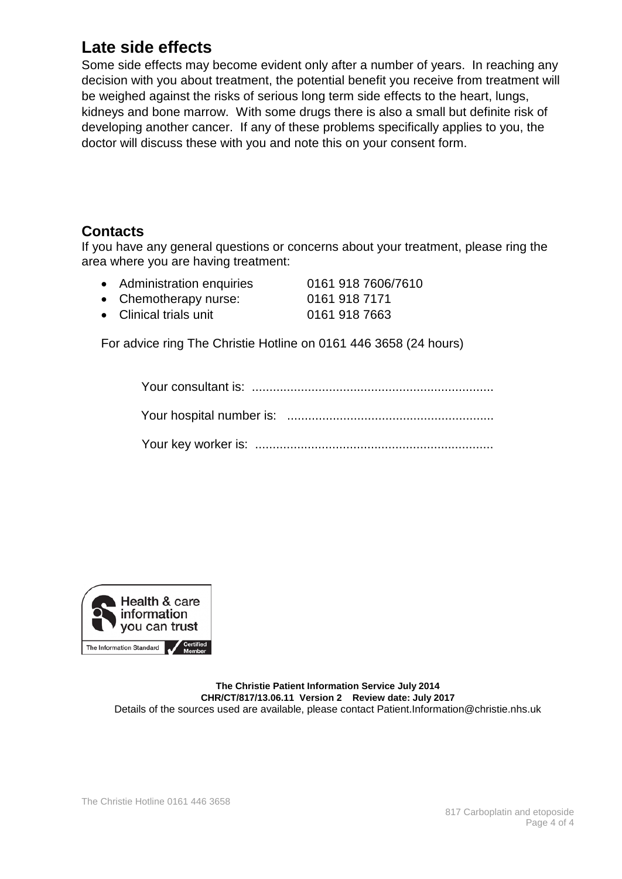## Late side effects

Some side effects may become evident only after a number of years. In reaching any decision with you about treatment, the potential benefit you receive from treatment will be weighed against the risks of serious long term side effects to the heart, lungs, kidneys and bone marrow. With some drugs there is also a small but definite risk of developing another cancer. If any of these problems specifically applies to you, the doctor will discuss these with you and note this on your consent form.

## Contacts

If you have any general questions or concerns about your treatment, please ring the area where you are having treatment:

- Administration enquiries 0161 918 7606/7610
- Chemotherapy nurse: 0161 918 7171
- Clinical trials unit 0161 918 7663

For advice ring The Christie Hotline on 0161 446 3658 (24 hours)

Your consultant is: ....................................................................

Your hospital number is: ..........................................................

Your key worker is: ...................................................................

Health & care information you can trust

The Information Standard Certified Member

**The Christie Patient Information Service July 2014**
**CHR/CT/817/13.06.11 Version 2 Review date: July 2017**
Details of the sources used are available, please contact Patient.Information@christie.nhs.uk